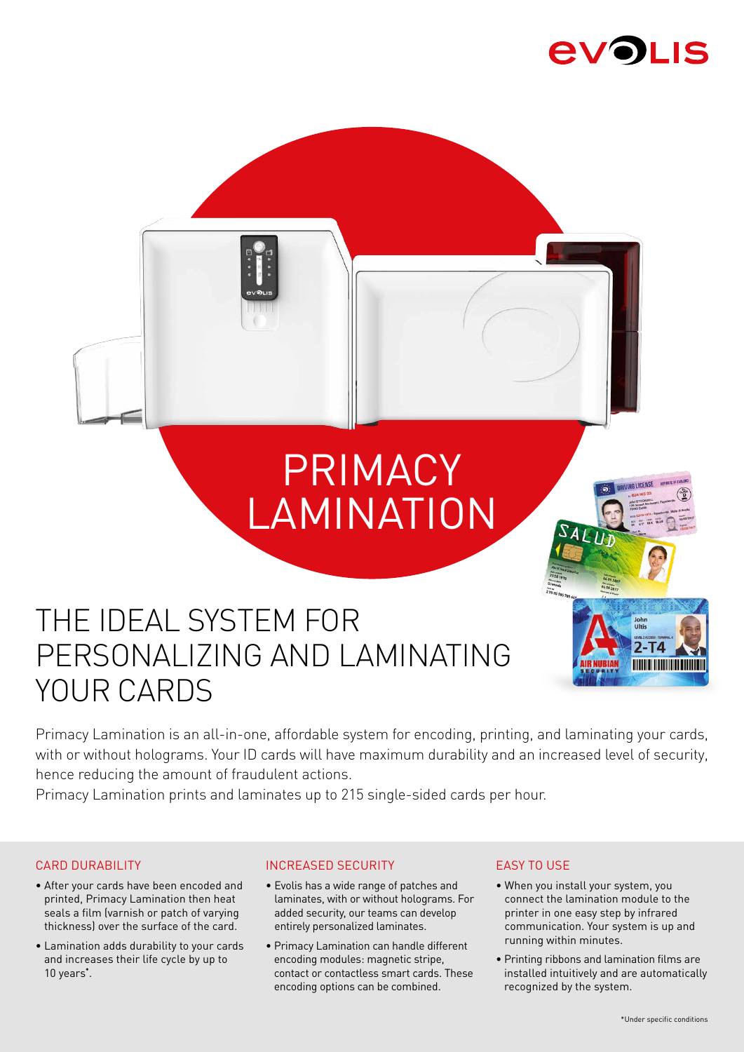# PRIMACY LAMINATION

## THE IDEAL SYSTEM FOR PERSONALIZING AND LAMINATING YOUR CARDS

Primacy Lamination is an all-in-one, affordable system for encoding, printing, and laminating your cards, with or without holograms. Your ID cards will have maximum durability and an increased level of security, hence reducing the amount of fraudulent actions.

Primacy Lamination prints and laminates up to 215 single-sided cards per hour.

### CARD DURABILITY

- After your cards have been encoded and printed, Primacy Lamination then heat seals a film (varnish or patch of varying thickness) over the surface of the card.
- Lamination adds durability to your cards and increases their life cycle by up to 10 years*.

### INCREASED SECURITY

- Evolis has a wide range of patches and laminates, with or without holograms. For added security, our teams can develop entirely personalized laminates.
- Primacy Lamination can handle different encoding modules: magnetic stripe, contact or contactless smart cards. These encoding options can be combined.

### EASY TO USE

- When you install your system, you connect the lamination module to the printer in one easy step by infrared communication. Your system is up and running within minutes.
- Printing ribbons and lamination films are installed intuitively and are automatically recognized by the system.

*Under specific conditions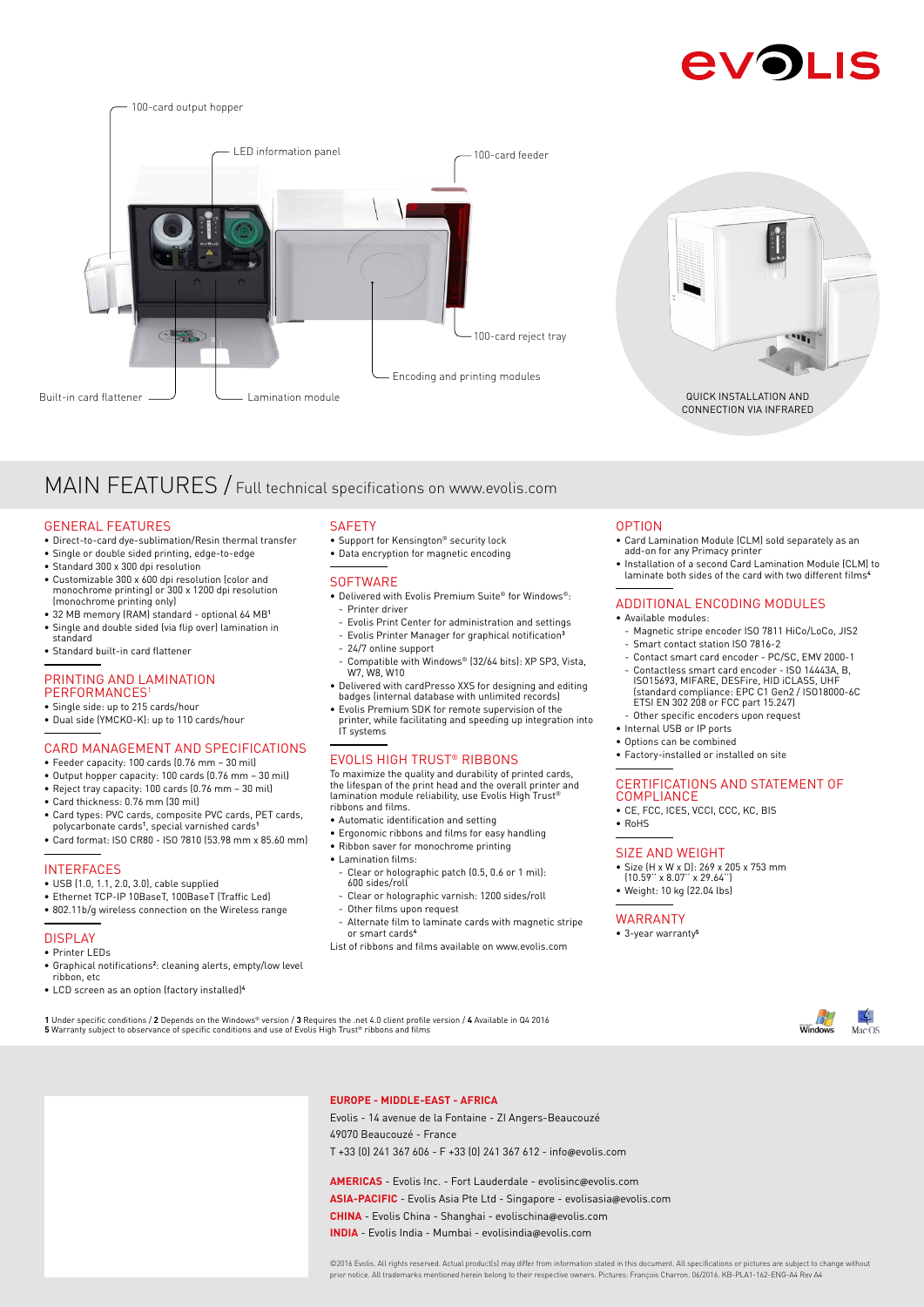EVOLIS

100-card output hopper

LED information panel

100-card feeder

100-card reject tray

Encoding and printing modules

Built-in card flattener

Lamination module

QUICK INSTALLATION AND CONNECTION VIA INFRARED

# MAIN FEATURES / Full technical specifications on www.evolis.com

## GENERAL FEATURES

- Direct-to-card dye-sublimation/Resin thermal transfer
- Single or double sided printing, edge-to-edge
- Standard 300 x 300 dpi resolution
- Customizable 300 x 600 dpi resolution (color and monochrome printing) or 300 x 1200 dpi resolution (monochrome printing only)
- 32 MB memory (RAM) standard - optional 64 MB[1]
- Single and double sided (via flip over) lamination in standard
- Standard built-in card flattener

## PRINTING AND LAMINATION PERFORMANCES[1]

- Single side: up to 215 cards/hour
- Dual side (YMCKO-K): up to 110 cards/hour

## CARD MANAGEMENT AND SPECIFICATIONS

- Feeder capacity: 100 cards (0.76 mm – 30 mil)
- Output hopper capacity: 100 cards (0.76 mm – 30 mil)
- Reject tray capacity: 100 cards (0.76 mm – 30 mil)
- Card thickness: 0.76 mm (30 mil)
- Card types: PVC cards, composite PVC cards, PET cards, polycarbonate cards[1], special varnished cards[1]
- Card format: ISO CR80 - ISO 7810 (53.98 mm x 85.60 mm)

## INTERFACES

- USB (1.0, 1.1, 2.0, 3.0), cable supplied
- Ethernet TCP-IP 10BaseT, 100BaseT (Traffic Led)
- 802.11b/g wireless connection on the Wireless range

## DISPLAY

- Printer LEDs
- Graphical notifications[2]: cleaning alerts, empty/low level ribbon, etc
- LCD screen as an option (factory installed)[4]

## SAFETY

- Support for Kensington® security lock
- Data encryption for magnetic encoding

## SOFTWARE

- Delivered with Evolis Premium Suite® for Windows®:
  - Printer driver
  - Evolis Print Center for administration and settings
  - Evolis Printer Manager for graphical notification[3]
  - 24/7 online support
  - Compatible with Windows® (32/64 bits): XP SP3, Vista, W7, W8, W10
- Delivered with cardPresso XXS for designing and editing badges (internal database with unlimited records)
- Evolis Premium SDK for remote supervision of the printer, while facilitating and speeding up integration into IT systems

## EVOLIS HIGH TRUST® RIBBONS

To maximize the quality and durability of printed cards, the lifespan of the print head and the overall printer and lamination module reliability, use Evolis High Trust® ribbons and films.

- Automatic identification and setting
- Ergonomic ribbons and films for easy handling
- Ribbon saver for monochrome printing
- Lamination films:
  - Clear or holographic patch (0.5, 0.6 or 1 mil): 600 sides/roll
  - Clear or holographic varnish: 1200 sides/roll
  - Other films upon request
  - Alternate film to laminate cards with magnetic stripe or smart cards[4]

List of ribbons and films available on www.evolis.com

## OPTION

- Card Lamination Module (CLM) sold separately as an add-on for any Primacy printer
- Installation of a second Card Lamination Module (CLM) to laminate both sides of the card with two different films[4]

## ADDITIONAL ENCODING MODULES

- Available modules:
  - Magnetic stripe encoder ISO 7811 HiCo/LoCo, JIS2
  - Smart contact station ISO 7816-2
  - Contact smart card encoder - PC/SC, EMV 2000-1
  - Contactless smart card encoder - ISO 14443A, B, ISO15693, MIFARE, DESFire, HID iCLASS, UHF (standard compliance: EPC C1 Gen2 / ISO18000-6C ETSI EN 302 208 or FCC part 15.247)
  - Other specific encoders upon request
- Internal USB or IP ports
- Options can be combined
- Factory-installed or installed on site

## CERTIFICATIONS AND STATEMENT OF COMPLIANCE

- CE, FCC, ICES, VCCI, CCC, KC, BIS
- RoHS

## SIZE AND WEIGHT

- Size (H x W x D): 269 x 205 x 753 mm (10.59'' x 8.07'' x 29.64'')
- Weight: 10 kg (22.04 lbs)

## WARRANTY

- 3-year warranty[5]

**1** Under specific conditions / **2** Depends on the Windows® version / **3** Requires the .net 4.0 client profile version / **4** Available in Q4 2016
**5** Warranty subject to observance of specific conditions and use of Evolis High Trust® ribbons and films

Windows Mac OS

**EUROPE - MIDDLE-EAST - AFRICA**

Evolis - 14 avenue de la Fontaine - ZI Angers-Beaucouzé
49070 Beaucouzé - France
T +33 (0) 241 367 606 - F +33 (0) 241 367 612 - info@evolis.com

**AMERICAS** - Evolis Inc. - Fort Lauderdale - evolisinc@evolis.com
**ASIA-PACIFIC** - Evolis Asia Pte Ltd - Singapore - evolisasia@evolis.com
**CHINA** - Evolis China - Shanghai - evolischina@evolis.com
**INDIA** - Evolis India - Mumbai - evolisindia@evolis.com

©2016 Evolis. All rights reserved. Actual product(s) may differ from information stated in this document. All specifications or pictures are subject to change without prior notice. All trademarks mentioned herein belong to their respective owners. Pictures: François Charron. 06/2016. KB-PLA1-162-ENG-A4 Rev A4